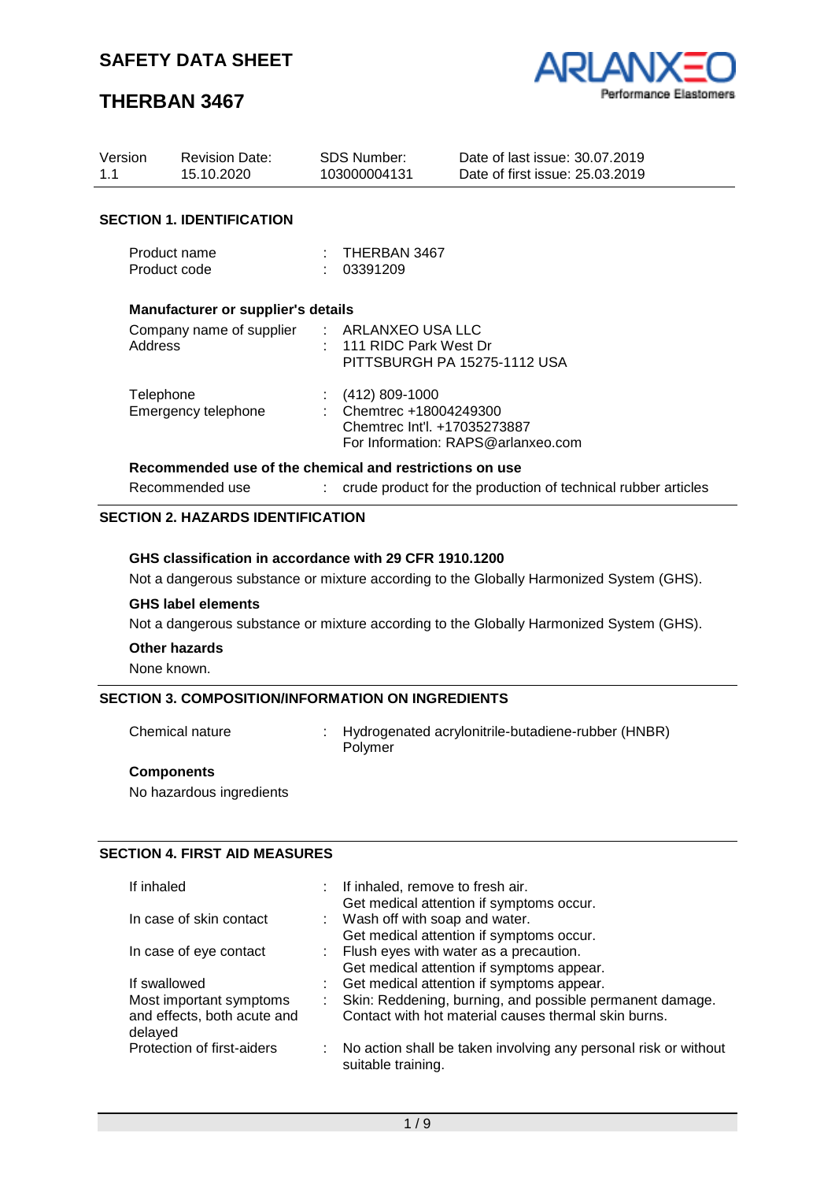# SAFETY DATA SHEET

# THERBAN 3467

| Version | Revision Date: | SDS Number: | Date of last issue: 30.07.2019 |
|---|---|---|---|
| 1.1 | 15.10.2020 | 103000004131 | Date of first issue: 25.03.2019 |

## SECTION 1. IDENTIFICATION

Product name : THERBAN 3467
Product code : 03391209

### Manufacturer or supplier's details

Company name of supplier : ARLANXEO USA LLC
Address : 111 RIDC Park West Dr
PITTSBURGH PA 15275-1112 USA

Telephone : (412) 809-1000
Emergency telephone : Chemtrec +18004249300
Chemtrec Int'l. +17035273887
For Information: RAPS@arlanxeo.com

### Recommended use of the chemical and restrictions on use

Recommended use : crude product for the production of technical rubber articles

## SECTION 2. HAZARDS IDENTIFICATION

### GHS classification in accordance with 29 CFR 1910.1200

Not a dangerous substance or mixture according to the Globally Harmonized System (GHS).

### GHS label elements

Not a dangerous substance or mixture according to the Globally Harmonized System (GHS).

### Other hazards

None known.

## SECTION 3. COMPOSITION/INFORMATION ON INGREDIENTS

Chemical nature : Hydrogenated acrylonitrile-butadiene-rubber (HNBR)
Polymer

### Components

No hazardous ingredients

## SECTION 4. FIRST AID MEASURES

If inhaled : If inhaled, remove to fresh air.
Get medical attention if symptoms occur.

In case of skin contact : Wash off with soap and water.
Get medical attention if symptoms occur.

In case of eye contact : Flush eyes with water as a precaution.
Get medical attention if symptoms appear.

If swallowed : Get medical attention if symptoms appear.

Most important symptoms and effects, both acute and delayed : Skin: Reddening, burning, and possible permanent damage.
Contact with hot material causes thermal skin burns.

Protection of first-aiders : No action shall be taken involving any personal risk or without suitable training.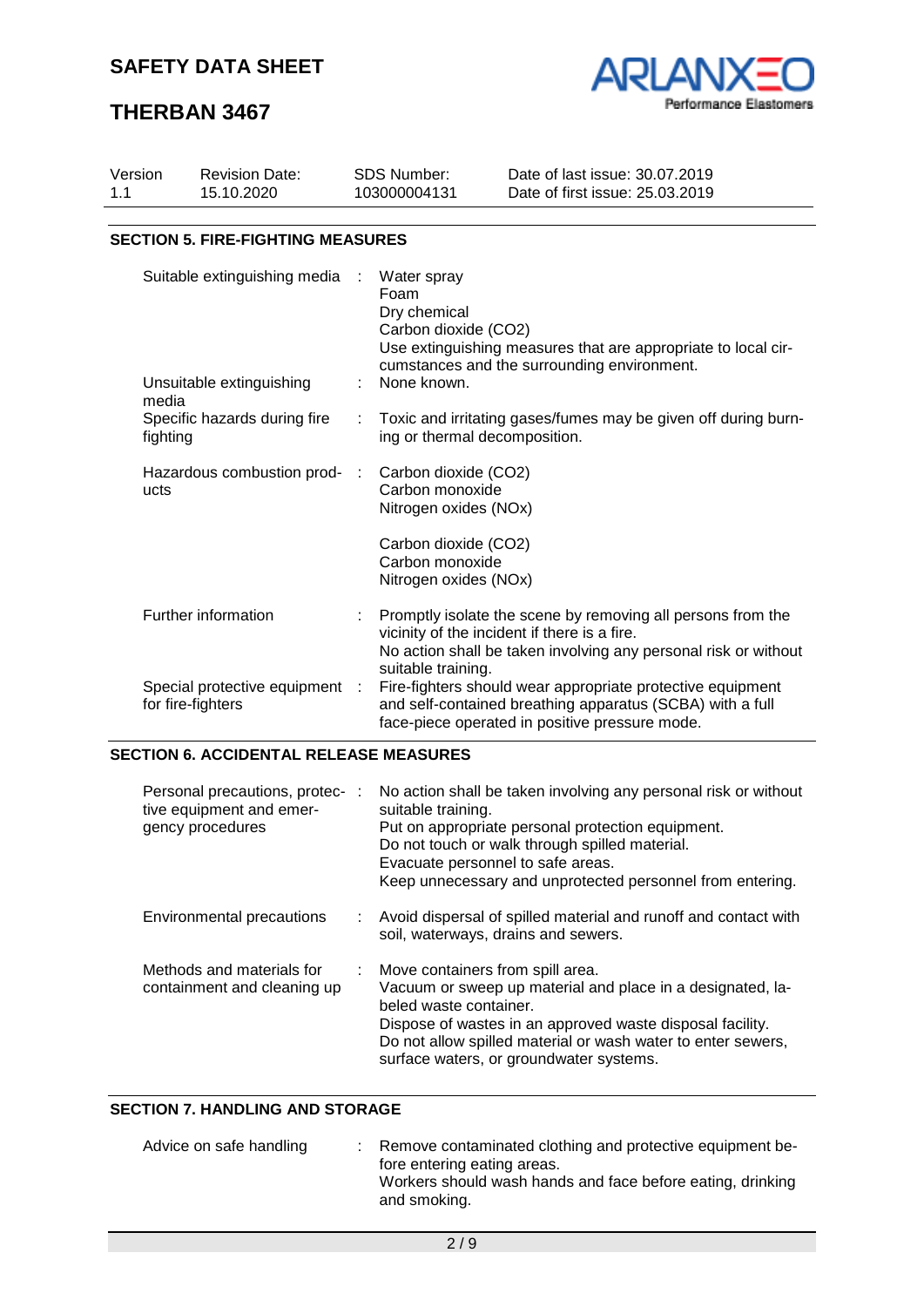| Version | Revision Date: | SDS Number: | Date of last issue: 30.07.2019 |
|---|---|---|---|
| 1.1 | 15.10.2020 | 103000004131 | Date of first issue: 25.03.2019 |

## SECTION 5. FIRE-FIGHTING MEASURES

| | | |
|---|---|---|
| Suitable extinguishing media | : | Water spray<br>Foam<br>Dry chemical<br>Carbon dioxide ($CO_2$)<br>Use extinguishing measures that are appropriate to local circumstances and the surrounding environment. |
| Unsuitable extinguishing media | : | None known. |
| Specific hazards during fire fighting | : | Toxic and irritating gases/fumes may be given off during burning or thermal decomposition. |
| Hazardous combustion products | : | Carbon dioxide ($CO_2$)<br>Carbon monoxide<br>Nitrogen oxides (NOx)<br><br>Carbon dioxide ($CO_2$)<br>Carbon monoxide<br>Nitrogen oxides (NOx) |
| Further information | : | Promptly isolate the scene by removing all persons from the vicinity of the incident if there is a fire.<br>No action shall be taken involving any personal risk or without suitable training. |
| Special protective equipment for fire-fighters | : | Fire-fighters should wear appropriate protective equipment and self-contained breathing apparatus (SCBA) with a full face-piece operated in positive pressure mode. |

## SECTION 6. ACCIDENTAL RELEASE MEASURES

| | | |
|---|---|---|
| Personal precautions, protective equipment and emergency procedures | : | No action shall be taken involving any personal risk or without suitable training.<br>Put on appropriate personal protection equipment.<br>Do not touch or walk through spilled material.<br>Evacuate personnel to safe areas.<br>Keep unnecessary and unprotected personnel from entering. |
| Environmental precautions | : | Avoid dispersal of spilled material and runoff and contact with soil, waterways, drains and sewers. |
| Methods and materials for containment and cleaning up | : | Move containers from spill area.<br>Vacuum or sweep up material and place in a designated, labeled waste container.<br>Dispose of wastes in an approved waste disposal facility.<br>Do not allow spilled material or wash water to enter sewers, surface waters, or groundwater systems. |

## SECTION 7. HANDLING AND STORAGE

| | | |
|---|---|---|
| Advice on safe handling | : | Remove contaminated clothing and protective equipment before entering eating areas.<br>Workers should wash hands and face before eating, drinking and smoking. |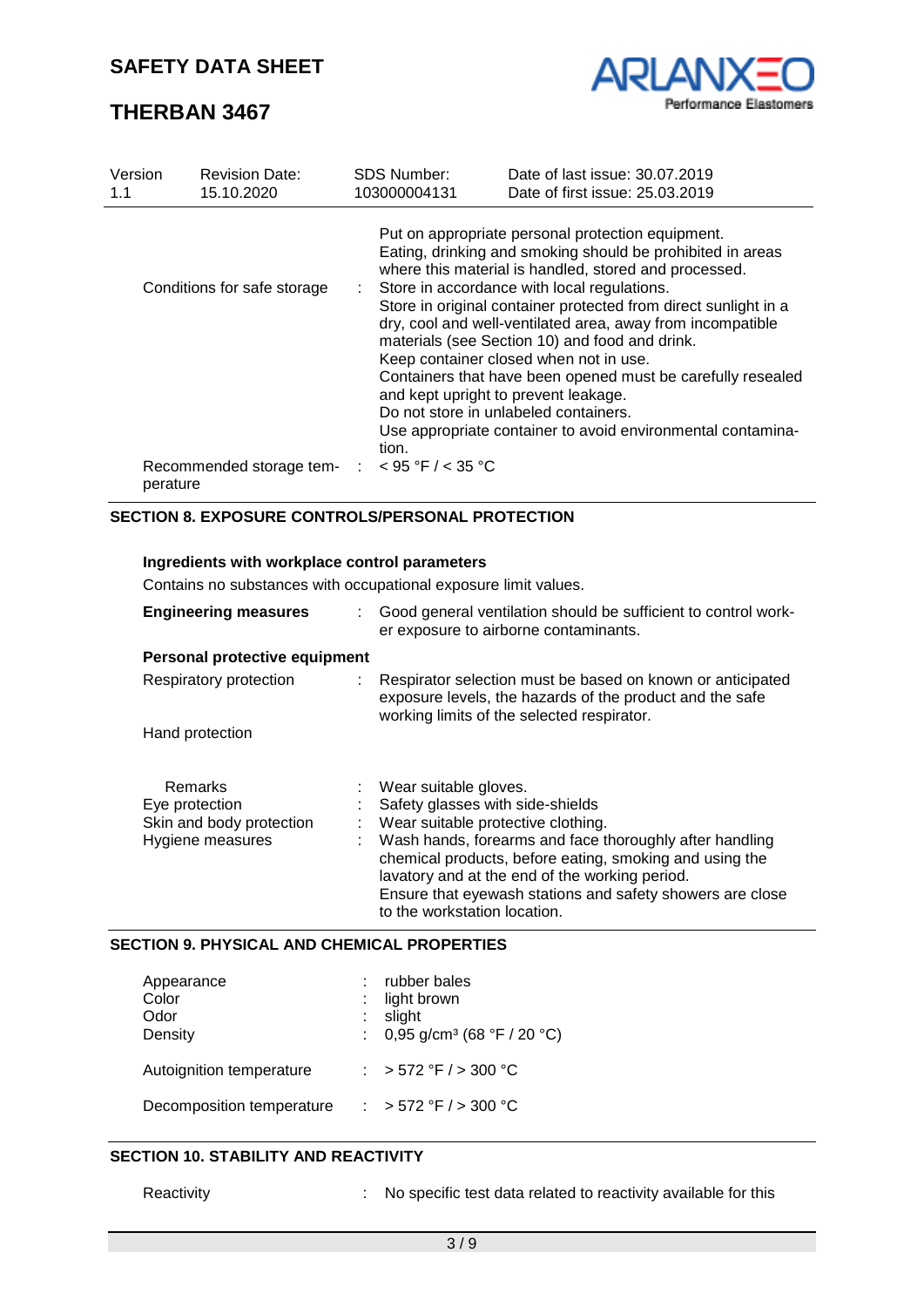| Version | Revision Date: | SDS Number: | Date of last issue: 30.07.2019 |
|---|---|---|---|
| 1.1 | 15.10.2020 | 103000004131 | Date of first issue: 25.03.2019 |

Put on appropriate personal protection equipment.
Eating, drinking and smoking should be prohibited in areas where this material is handled, stored and processed.

Conditions for safe storage : Store in accordance with local regulations.
Store in original container protected from direct sunlight in a dry, cool and well-ventilated area, away from incompatible materials (see Section 10) and food and drink.
Keep container closed when not in use.
Containers that have been opened must be carefully resealed and kept upright to prevent leakage.
Do not store in unlabeled containers.
Use appropriate container to avoid environmental contamination.

Recommended storage temperature : < 95 °F / < 35 °C

## SECTION 8. EXPOSURE CONTROLS/PERSONAL PROTECTION

**Ingredients with workplace control parameters**

Contains no substances with occupational exposure limit values.

**Engineering measures** : Good general ventilation should be sufficient to control worker exposure to airborne contaminants.

**Personal protective equipment**

Respiratory protection : Respirator selection must be based on known or anticipated exposure levels, the hazards of the product and the safe working limits of the selected respirator.

Hand protection

Remarks : Wear suitable gloves.

Eye protection : Safety glasses with side-shields

Skin and body protection : Wear suitable protective clothing.

Hygiene measures : Wash hands, forearms and face thoroughly after handling chemical products, before eating, smoking and using the lavatory and at the end of the working period.
Ensure that eyewash stations and safety showers are close to the workstation location.

## SECTION 9. PHYSICAL AND CHEMICAL PROPERTIES

Appearance : rubber bales

Color : light brown

Odor : slight

Density : 0,95 g/cm³ (68 °F / 20 °C)

Autoignition temperature : > 572 °F / > 300 °C

Decomposition temperature : > 572 °F / > 300 °C

## SECTION 10. STABILITY AND REACTIVITY

Reactivity : No specific test data related to reactivity available for this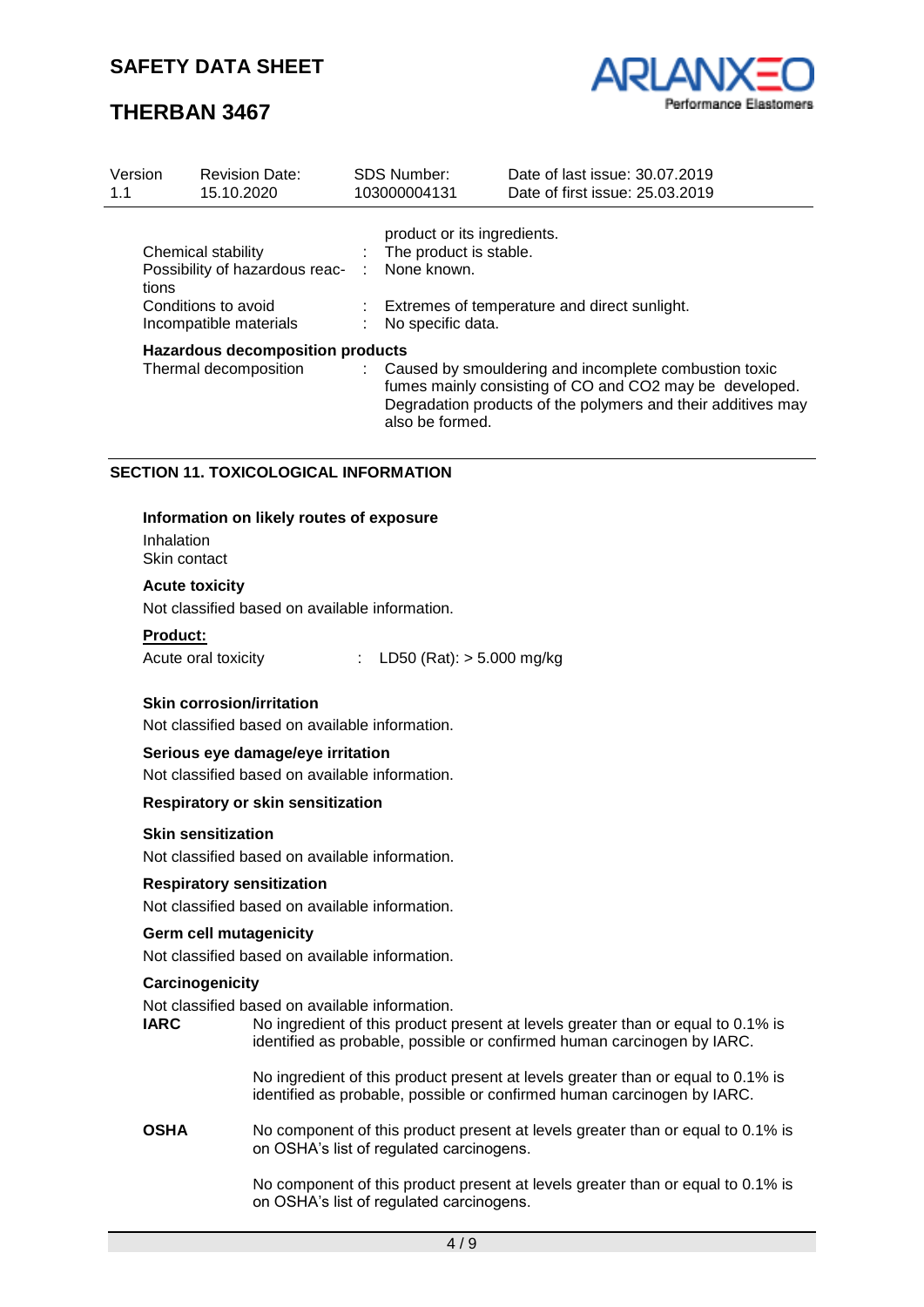| | | |
|---|---|---|
| | | product or its ingredients. |
| Chemical stability | : | The product is stable. |
| Possibility of hazardous reactions | : | None known. |
| Conditions to avoid | : | Extremes of temperature and direct sunlight. |
| Incompatible materials | : | No specific data. |

**Hazardous decomposition products**

| | | |
|---|---|---|
| Thermal decomposition | : | Caused by smouldering and incomplete combustion toxic fumes mainly consisting of CO and $CO_2$ may be developed. Degradation products of the polymers and their additives may also be formed. |

## SECTION 11. TOXICOLOGICAL INFORMATION

**Information on likely routes of exposure**

Inhalation
Skin contact

**Acute toxicity**

Not classified based on available information.

**Product:**

Acute oral toxicity : LD50 (Rat): > 5.000 mg/kg

**Skin corrosion/irritation**

Not classified based on available information.

**Serious eye damage/eye irritation**

Not classified based on available information.

**Respiratory or skin sensitization**

**Skin sensitization**

Not classified based on available information.

**Respiratory sensitization**

Not classified based on available information.

**Germ cell mutagenicity**

Not classified based on available information.

**Carcinogenicity**

Not classified based on available information.

**IARC** No ingredient of this product present at levels greater than or equal to 0.1% is identified as probable, possible or confirmed human carcinogen by IARC.

No ingredient of this product present at levels greater than or equal to 0.1% is identified as probable, possible or confirmed human carcinogen by IARC.

**OSHA** No component of this product present at levels greater than or equal to 0.1% is on OSHA's list of regulated carcinogens.

No component of this product present at levels greater than or equal to 0.1% is on OSHA's list of regulated carcinogens.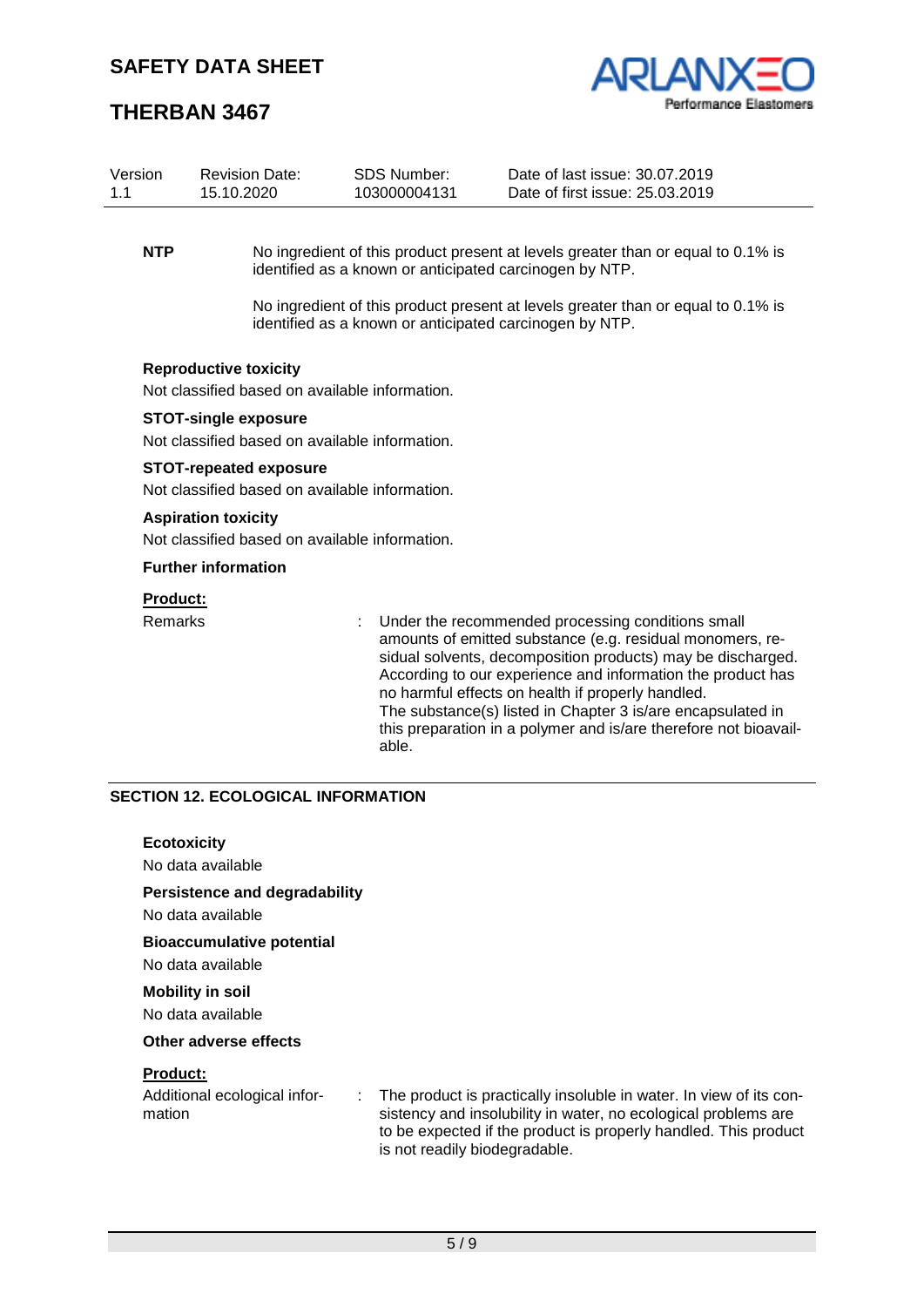**NTP**

No ingredient of this product present at levels greater than or equal to 0.1% is identified as a known or anticipated carcinogen by NTP.

No ingredient of this product present at levels greater than or equal to 0.1% is identified as a known or anticipated carcinogen by NTP.

**Reproductive toxicity**

Not classified based on available information.

**STOT-single exposure**

Not classified based on available information.

**STOT-repeated exposure**

Not classified based on available information.

**Aspiration toxicity**

Not classified based on available information.

**Further information**

**Product:**

Remarks : Under the recommended processing conditions small amounts of emitted substance (e.g. residual monomers, residual solvents, decomposition products) may be discharged. According to our experience and information the product has no harmful effects on health if properly handled. The substance(s) listed in Chapter 3 is/are encapsulated in this preparation in a polymer and is/are therefore not bioavailable.

## SECTION 12. ECOLOGICAL INFORMATION

**Ecotoxicity**

No data available

**Persistence and degradability**

No data available

**Bioaccumulative potential**

No data available

**Mobility in soil**

No data available

**Other adverse effects**

**Product:**

Additional ecological information : The product is practically insoluble in water. In view of its consistency and insolubility in water, no ecological problems are to be expected if the product is properly handled. This product is not readily biodegradable.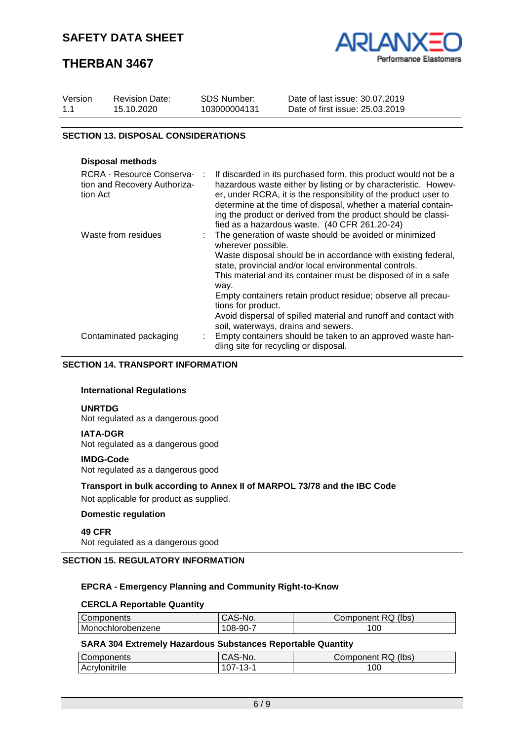## SECTION 13. DISPOSAL CONSIDERATIONS

### Disposal methods

RCRA - Resource Conservation and Recovery Authorization Act : If discarded in its purchased form, this product would not be a hazardous waste either by listing or by characteristic. However, under RCRA, it is the responsibility of the product user to determine at the time of disposal, whether a material containing the product or derived from the product should be classified as a hazardous waste. (40 CFR 261.20-24)

Waste from residues : The generation of waste should be avoided or minimized wherever possible.
Waste disposal should be in accordance with existing federal, state, provincial and/or local environmental controls.
This material and its container must be disposed of in a safe way.
Empty containers retain product residue; observe all precautions for product.
Avoid dispersal of spilled material and runoff and contact with soil, waterways, drains and sewers.

Contaminated packaging : Empty containers should be taken to an approved waste handling site for recycling or disposal.

## SECTION 14. TRANSPORT INFORMATION

### International Regulations

**UNRTDG**
Not regulated as a dangerous good

**IATA-DGR**
Not regulated as a dangerous good

**IMDG-Code**
Not regulated as a dangerous good

**Transport in bulk according to Annex II of MARPOL 73/78 and the IBC Code**
Not applicable for product as supplied.

**Domestic regulation**

**49 CFR**
Not regulated as a dangerous good

## SECTION 15. REGULATORY INFORMATION

### EPCRA - Emergency Planning and Community Right-to-Know

**CERCLA Reportable Quantity**

| Components | CAS-No. | Component RQ (lbs) |
|---|---|---|
| Monochlorobenzene | 108-90-7 | 100 |

**SARA 304 Extremely Hazardous Substances Reportable Quantity**

| Components | CAS-No. | Component RQ (lbs) |
|---|---|---|
| Acrylonitrile | 107-13-1 | 100 |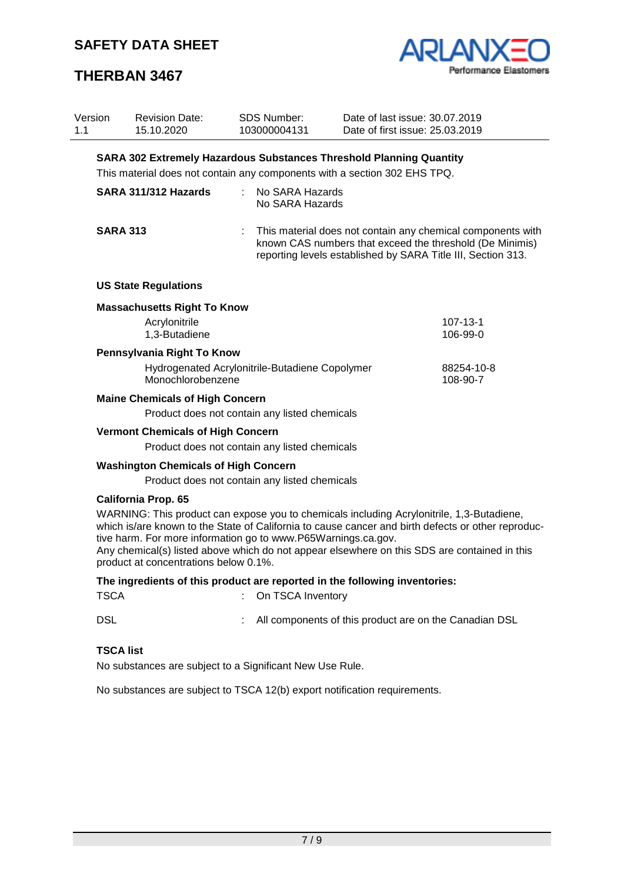**SARA 302 Extremely Hazardous Substances Threshold Planning Quantity**

This material does not contain any components with a section 302 EHS TPQ.

**SARA 311/312 Hazards** : No SARA Hazards
No SARA Hazards

**SARA 313** : This material does not contain any chemical components with known CAS numbers that exceed the threshold (De Minimis) reporting levels established by SARA Title III, Section 313.

**US State Regulations**

**Massachusetts Right To Know**

| | |
|---|---|
| Acrylonitrile | 107-13-1 |
| 1,3-Butadiene | 106-99-0 |

**Pennsylvania Right To Know**

| | |
|---|---|
| Hydrogenated Acrylonitrile-Butadiene Copolymer | 88254-10-8 |
| Monochlorobenzene | 108-90-7 |

**Maine Chemicals of High Concern**

Product does not contain any listed chemicals

**Vermont Chemicals of High Concern**

Product does not contain any listed chemicals

**Washington Chemicals of High Concern**

Product does not contain any listed chemicals

**California Prop. 65**

WARNING: This product can expose you to chemicals including Acrylonitrile, 1,3-Butadiene, which is/are known to the State of California to cause cancer and birth defects or other reproductive harm. For more information go to www.P65Warnings.ca.gov.
Any chemical(s) listed above which do not appear elsewhere on this SDS are contained in this product at concentrations below 0.1%.

**The ingredients of this product are reported in the following inventories:**

TSCA : On TSCA Inventory

DSL : All components of this product are on the Canadian DSL

**TSCA list**

No substances are subject to a Significant New Use Rule.

No substances are subject to TSCA 12(b) export notification requirements.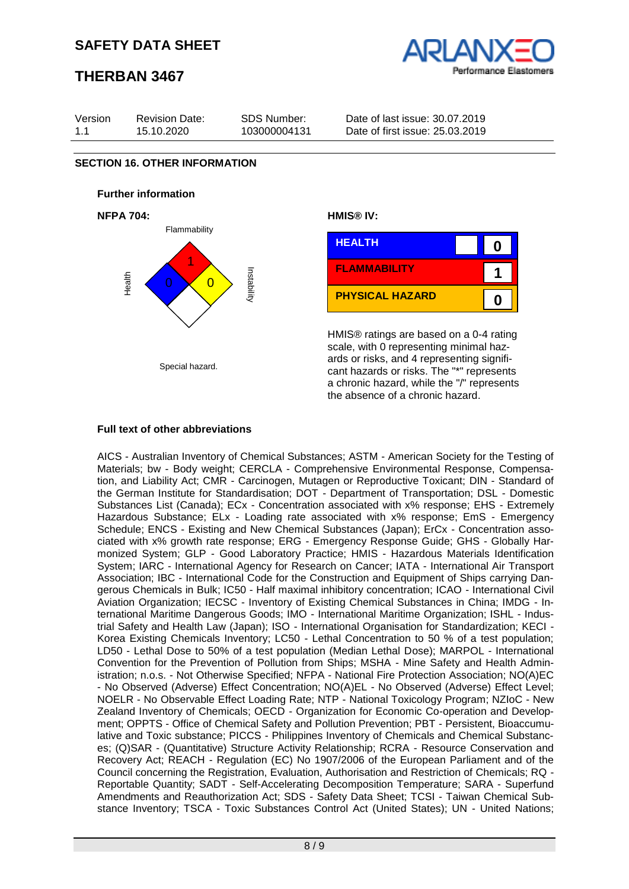## SECTION 16. OTHER INFORMATION

### Further information

**NFPA 704:**

Flammability: 1
Health: 0
Instability: 0
Special hazard.

**HMIS® IV:**

| HEALTH | 0 |
|---|---|
| FLAMMABILITY | 1 |
| PHYSICAL HAZARD | 0 |

HMIS® ratings are based on a 0-4 rating scale, with 0 representing minimal hazards or risks, and 4 representing significant hazards or risks. The "*" represents a chronic hazard, while the "/" represents the absence of a chronic hazard.

### Full text of other abbreviations

AICS - Australian Inventory of Chemical Substances; ASTM - American Society for the Testing of Materials; bw - Body weight; CERCLA - Comprehensive Environmental Response, Compensation, and Liability Act; CMR - Carcinogen, Mutagen or Reproductive Toxicant; DIN - Standard of the German Institute for Standardisation; DOT - Department of Transportation; DSL - Domestic Substances List (Canada); ECx - Concentration associated with x% response; EHS - Extremely Hazardous Substance; ELx - Loading rate associated with x% response; EmS - Emergency Schedule; ENCS - Existing and New Chemical Substances (Japan); ErCx - Concentration associated with x% growth rate response; ERG - Emergency Response Guide; GHS - Globally Harmonized System; GLP - Good Laboratory Practice; HMIS - Hazardous Materials Identification System; IARC - International Agency for Research on Cancer; IATA - International Air Transport Association; IBC - International Code for the Construction and Equipment of Ships carrying Dangerous Chemicals in Bulk; IC50 - Half maximal inhibitory concentration; ICAO - International Civil Aviation Organization; IECSC - Inventory of Existing Chemical Substances in China; IMDG - International Maritime Dangerous Goods; IMO - International Maritime Organization; ISHL - Industrial Safety and Health Law (Japan); ISO - International Organisation for Standardization; KECI - Korea Existing Chemicals Inventory; LC50 - Lethal Concentration to 50 % of a test population; LD50 - Lethal Dose to 50% of a test population (Median Lethal Dose); MARPOL - International Convention for the Prevention of Pollution from Ships; MSHA - Mine Safety and Health Administration; n.o.s. - Not Otherwise Specified; NFPA - National Fire Protection Association; NO(A)EC - No Observed (Adverse) Effect Concentration; NO(A)EL - No Observed (Adverse) Effect Level; NOELR - No Observable Effect Loading Rate; NTP - National Toxicology Program; NZIoC - New Zealand Inventory of Chemicals; OECD - Organization for Economic Co-operation and Development; OPPTS - Office of Chemical Safety and Pollution Prevention; PBT - Persistent, Bioaccumulative and Toxic substance; PICCS - Philippines Inventory of Chemicals and Chemical Substances; (Q)SAR - (Quantitative) Structure Activity Relationship; RCRA - Resource Conservation and Recovery Act; REACH - Regulation (EC) No 1907/2006 of the European Parliament and of the Council concerning the Registration, Evaluation, Authorisation and Restriction of Chemicals; RQ - Reportable Quantity; SADT - Self-Accelerating Decomposition Temperature; SARA - Superfund Amendments and Reauthorization Act; SDS - Safety Data Sheet; TCSI - Taiwan Chemical Substance Inventory; TSCA - Toxic Substances Control Act (United States); UN - United Nations;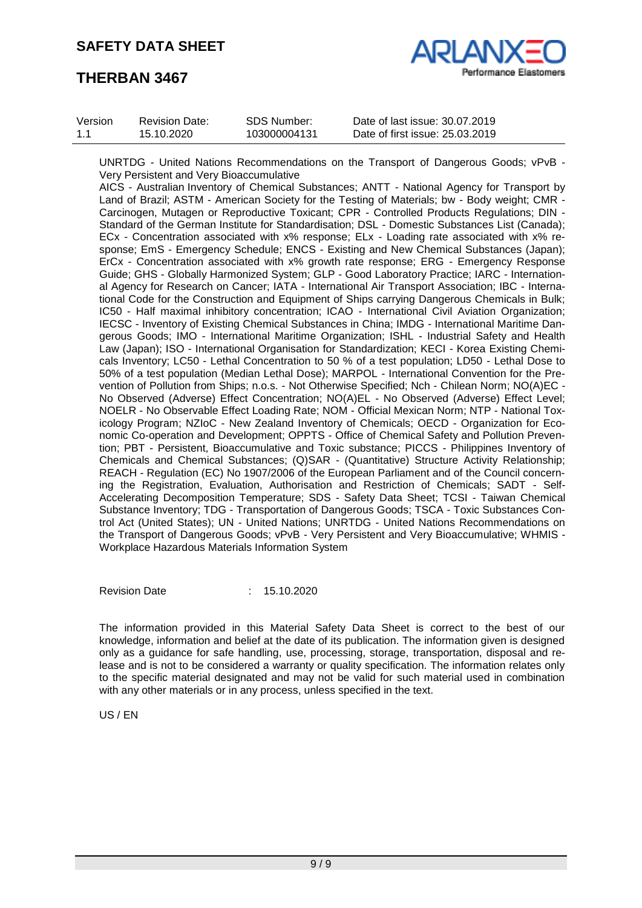UNRTDG - United Nations Recommendations on the Transport of Dangerous Goods; vPvB - Very Persistent and Very Bioaccumulative

AICS - Australian Inventory of Chemical Substances; ANTT - National Agency for Transport by Land of Brazil; ASTM - American Society for the Testing of Materials; bw - Body weight; CMR - Carcinogen, Mutagen or Reproductive Toxicant; CPR - Controlled Products Regulations; DIN - Standard of the German Institute for Standardisation; DSL - Domestic Substances List (Canada); ECx - Concentration associated with x% response; ELx - Loading rate associated with x% response; EmS - Emergency Schedule; ENCS - Existing and New Chemical Substances (Japan); ErCx - Concentration associated with x% growth rate response; ERG - Emergency Response Guide; GHS - Globally Harmonized System; GLP - Good Laboratory Practice; IARC - International Agency for Research on Cancer; IATA - International Air Transport Association; IBC - International Code for the Construction and Equipment of Ships carrying Dangerous Chemicals in Bulk; IC50 - Half maximal inhibitory concentration; ICAO - International Civil Aviation Organization; IECSC - Inventory of Existing Chemical Substances in China; IMDG - International Maritime Dangerous Goods; IMO - International Maritime Organization; ISHL - Industrial Safety and Health Law (Japan); ISO - International Organisation for Standardization; KECI - Korea Existing Chemicals Inventory; LC50 - Lethal Concentration to 50 % of a test population; LD50 - Lethal Dose to 50% of a test population (Median Lethal Dose); MARPOL - International Convention for the Prevention of Pollution from Ships; n.o.s. - Not Otherwise Specified; Nch - Chilean Norm; NO(A)EC - No Observed (Adverse) Effect Concentration; NO(A)EL - No Observed (Adverse) Effect Level; NOELR - No Observable Effect Loading Rate; NOM - Official Mexican Norm; NTP - National Toxicology Program; NZIoC - New Zealand Inventory of Chemicals; OECD - Organization for Economic Co-operation and Development; OPPTS - Office of Chemical Safety and Pollution Prevention; PBT - Persistent, Bioaccumulative and Toxic substance; PICCS - Philippines Inventory of Chemicals and Chemical Substances; (Q)SAR - (Quantitative) Structure Activity Relationship; REACH - Regulation (EC) No 1907/2006 of the European Parliament and of the Council concerning the Registration, Evaluation, Authorisation and Restriction of Chemicals; SADT - Self-Accelerating Decomposition Temperature; SDS - Safety Data Sheet; TCSI - Taiwan Chemical Substance Inventory; TDG - Transportation of Dangerous Goods; TSCA - Toxic Substances Control Act (United States); UN - United Nations; UNRTDG - United Nations Recommendations on the Transport of Dangerous Goods; vPvB - Very Persistent and Very Bioaccumulative; WHMIS - Workplace Hazardous Materials Information System

Revision Date : 15.10.2020

The information provided in this Material Safety Data Sheet is correct to the best of our knowledge, information and belief at the date of its publication. The information given is designed only as a guidance for safe handling, use, processing, storage, transportation, disposal and release and is not to be considered a warranty or quality specification. The information relates only to the specific material designated and may not be valid for such material used in combination with any other materials or in any process, unless specified in the text.

US / EN